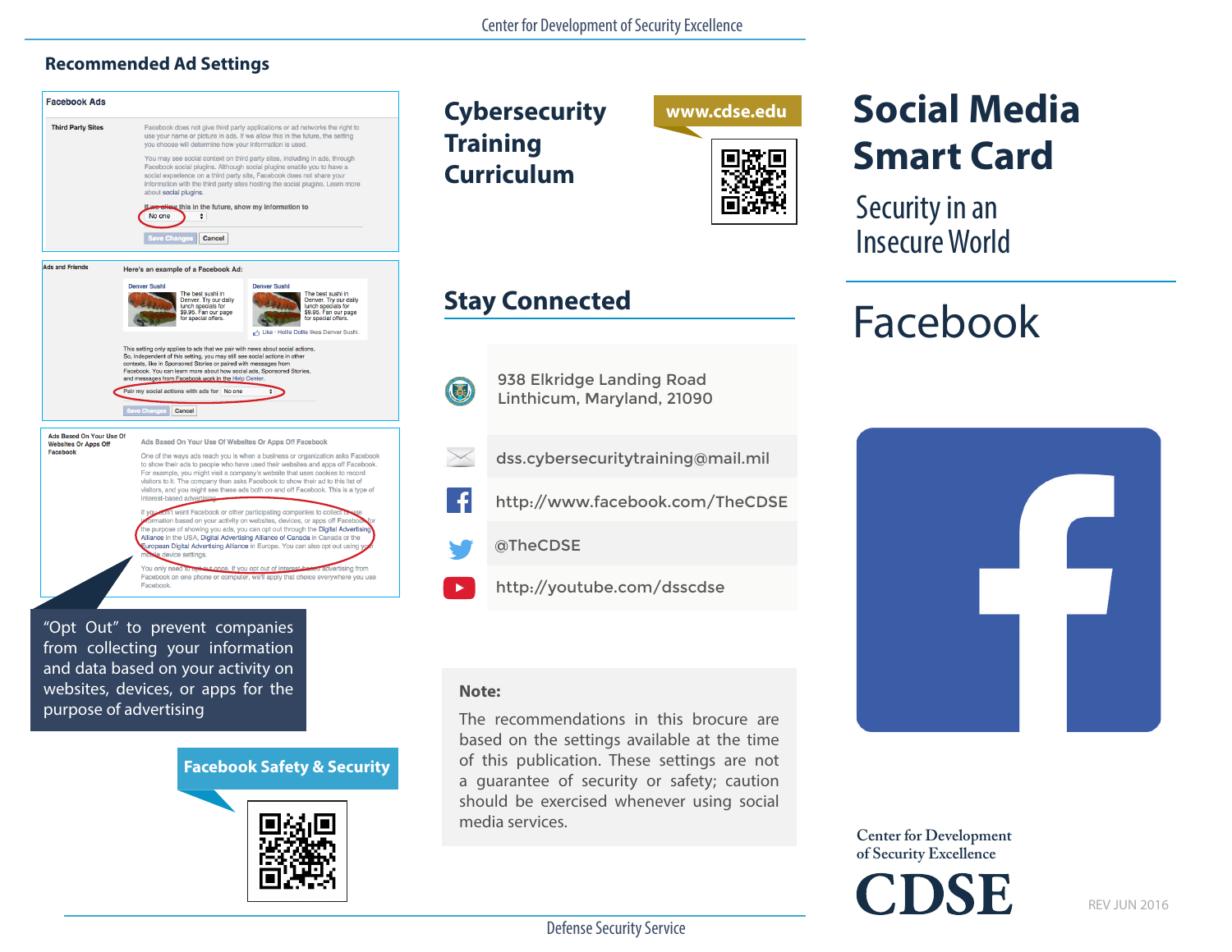# Social Media Smart Card

## Security in an Insecure World

# Facebook

Center for Development of Security Excellence

CDSE

REV JUN 2016

## Recommended Ad Settings

**Facebook Ads**

**Third Party Sites**

Facebook does not give third party applications or ad networks the right to use your name or picture in ads. If we allow this in the future, the setting you choose will determine how your information is used.

You may see social context on third party sites, including in ads, through Facebook social plugins. Although social plugins enable you to have a social experience on a third party site, Facebook does not share your information with the third party sites hosting the social plugins. Learn more about social plugins.

If we allow this in the future, show my information to: No one

Save Changes | Cancel

**Ads and Friends**

Here's an example of a Facebook Ad:

Denver Sushi — The best sushi in Denver. Try our daily lunch specials for $9.95. Fan our page for special offers.

Denver Sushi — The best sushi in Denver. Try our daily lunch specials for $9.95. Fan our page for special offers. Like · Hollie Dollie likes Denver Sushi.

This setting only applies to ads that we pair with news about social actions. So, independent of this setting, you may still see social actions in other contexts, like in Sponsored Stories or paired with messages from Facebook. You can learn more about how social ads, Sponsored Stories, and messages from Facebook work in the Help Center.

Pair my social actions with ads for: No one

Save Changes | Cancel

**Ads Based On Your Use Of Websites Or Apps Off Facebook**

Ads Based On Your Use Of Websites Or Apps Off Facebook

One of the ways ads reach you is when a business or organization asks Facebook to show their ads to people who have used their websites and apps off Facebook. For example, you might visit a company's website that uses cookies to record visitors to it. The company then asks Facebook to show their ad to this list of visitors, and you might see these ads both on and off Facebook. This is a type of interest-based advertising.

If you don't want Facebook or other participating companies to collect or use information based on your activity on websites, devices, or apps off Facebook for the purpose of showing you ads, you can opt out through the Digital Advertising Alliance in the USA, Digital Advertising Alliance of Canada in Canada or the European Digital Advertising Alliance in Europe. You can also opt out using your mobile device settings.

You only need to opt out once. If you opt out of interest-based advertising from Facebook on one phone or computer, we'll apply that choice everywhere you use Facebook.

"Opt Out" to prevent companies from collecting your information and data based on your activity on websites, devices, or apps for the purpose of advertising

**Facebook Safety & Security**

## Cybersecurity Training Curriculum

www.cdse.edu

## Stay Connected

938 Elkridge Landing Road
Linthicum, Maryland, 21090

dss.cybersecuritytraining@mail.mil

http://www.facebook.com/TheCDSE

@TheCDSE

http://youtube.com/dsscdse

**Note:**

The recommendations in this brocure are based on the settings available at the time of this publication. These settings are not a guarantee of security or safety; caution should be exercised whenever using social media services.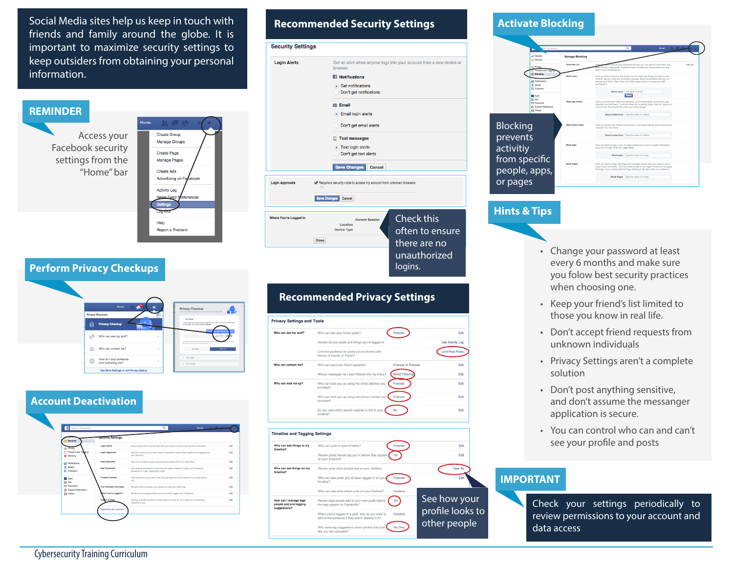Social Media sites help us keep in touch with friends and family around the globe. It is important to maximize security settings to keep outsiders from obtaining your personal information.

## REMINDER

Access your Facebook security settings from the "Home" bar

## Perform Privacy Checkups

## Account Deactivation

## Recommended Security Settings

Check this often to ensure there are no unauthorized logins.

## Recommended Privacy Settings

See how your profile looks to other people

## Activate Blocking

Blocking prevents activitiy from specific people, apps, or pages

## Hints & Tips

- Change your password at least every 6 months and make sure you follow best security practices when choosing one.
- Keep your friend's list limited to those you know in real life.
- Don't accept friend requests from unknown individuals
- Privacy Settings aren't a complete solution
- Don't post anything sensitive, and don't assume the messanger application is secure.
- You can control who can and can't see your profile and posts

## IMPORTANT

Check your settings periodically to review permissions to your account and data access

Cybersecurity Training Curriculum